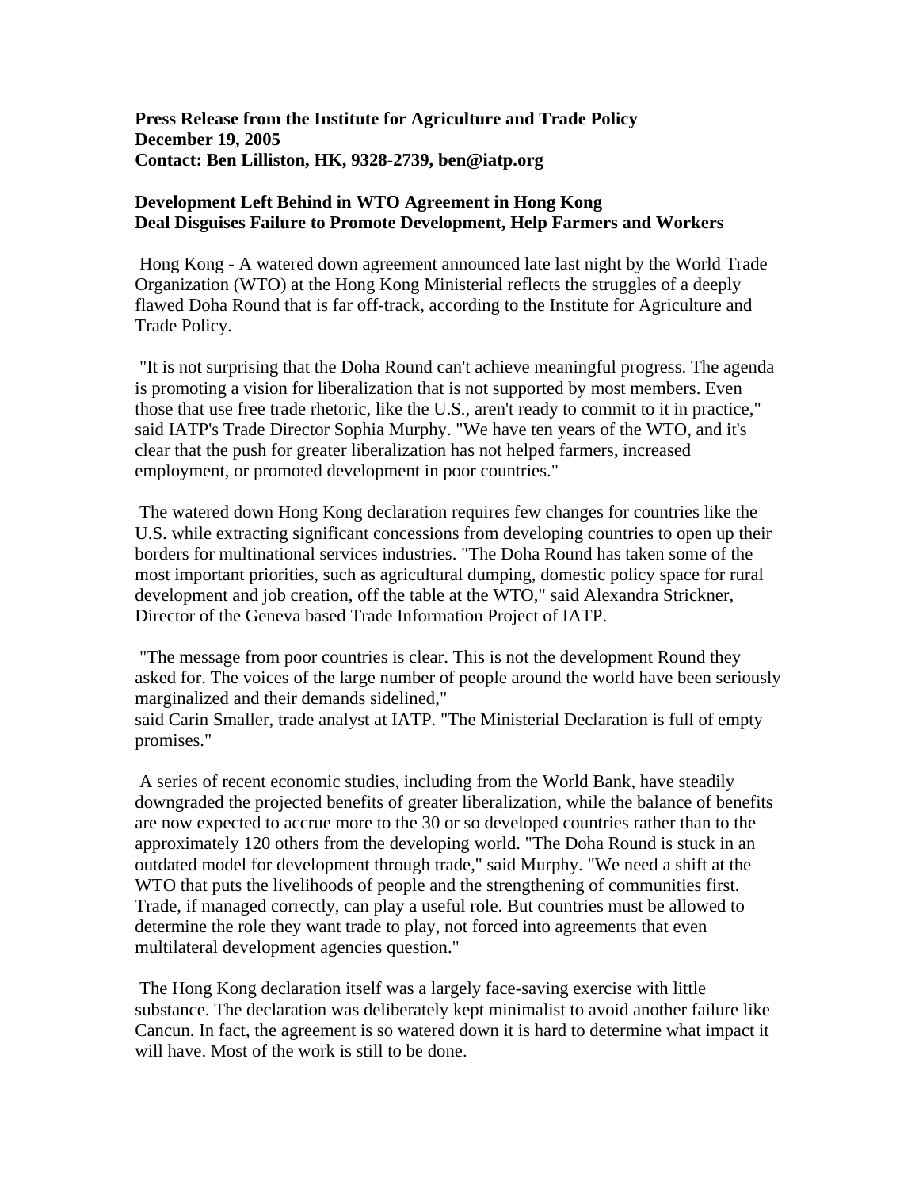**Press Release from the Institute for Agriculture and Trade Policy**
**December 19, 2005**
**Contact: Ben Lilliston, HK, 9328-2739, ben@iatp.org**

**Development Left Behind in WTO Agreement in Hong Kong**
**Deal Disguises Failure to Promote Development, Help Farmers and Workers**

Hong Kong - A watered down agreement announced late last night by the World Trade Organization (WTO) at the Hong Kong Ministerial reflects the struggles of a deeply flawed Doha Round that is far off-track, according to the Institute for Agriculture and Trade Policy.

"It is not surprising that the Doha Round can't achieve meaningful progress. The agenda is promoting a vision for liberalization that is not supported by most members. Even those that use free trade rhetoric, like the U.S., aren't ready to commit to it in practice," said IATP's Trade Director Sophia Murphy. "We have ten years of the WTO, and it's clear that the push for greater liberalization has not helped farmers, increased employment, or promoted development in poor countries."

The watered down Hong Kong declaration requires few changes for countries like the U.S. while extracting significant concessions from developing countries to open up their borders for multinational services industries. "The Doha Round has taken some of the most important priorities, such as agricultural dumping, domestic policy space for rural development and job creation, off the table at the WTO," said Alexandra Strickner, Director of the Geneva based Trade Information Project of IATP.

"The message from poor countries is clear. This is not the development Round they asked for. The voices of the large number of people around the world have been seriously marginalized and their demands sidelined,"
said Carin Smaller, trade analyst at IATP. "The Ministerial Declaration is full of empty promises."

A series of recent economic studies, including from the World Bank, have steadily downgraded the projected benefits of greater liberalization, while the balance of benefits are now expected to accrue more to the 30 or so developed countries rather than to the approximately 120 others from the developing world. "The Doha Round is stuck in an outdated model for development through trade," said Murphy. "We need a shift at the WTO that puts the livelihoods of people and the strengthening of communities first. Trade, if managed correctly, can play a useful role. But countries must be allowed to determine the role they want trade to play, not forced into agreements that even multilateral development agencies question."

The Hong Kong declaration itself was a largely face-saving exercise with little substance. The declaration was deliberately kept minimalist to avoid another failure like Cancun. In fact, the agreement is so watered down it is hard to determine what impact it will have. Most of the work is still to be done.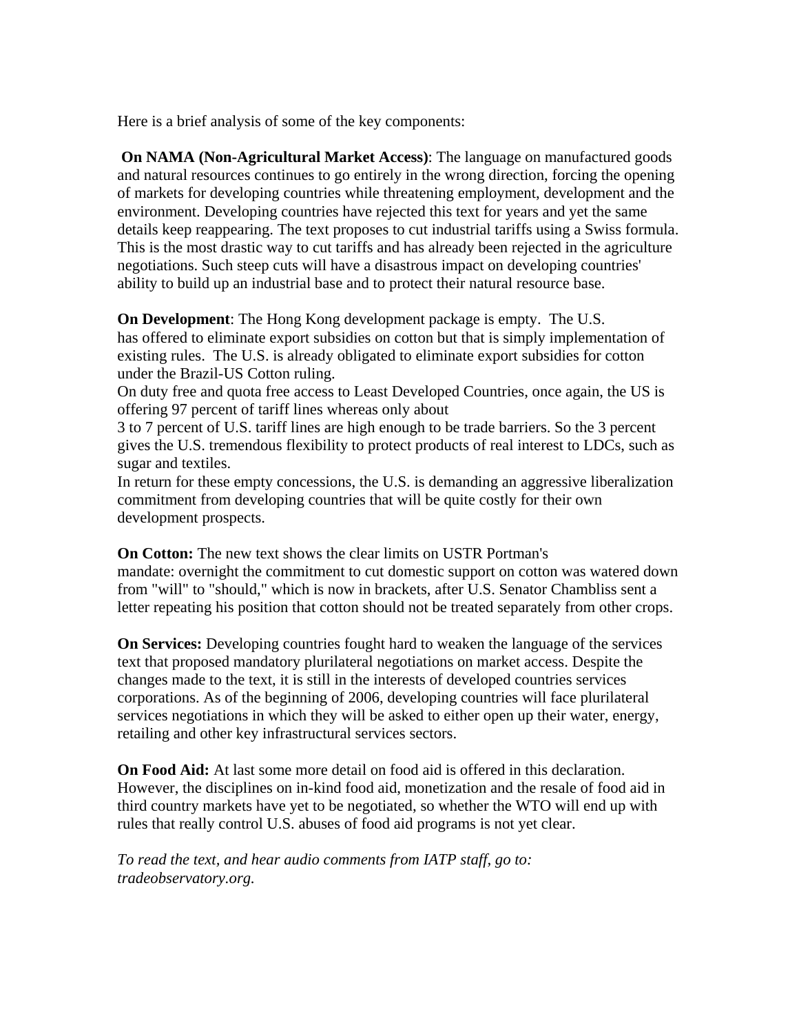Here is a brief analysis of some of the key components:

**On NAMA (Non-Agricultural Market Access)**: The language on manufactured goods and natural resources continues to go entirely in the wrong direction, forcing the opening of markets for developing countries while threatening employment, development and the environment. Developing countries have rejected this text for years and yet the same details keep reappearing. The text proposes to cut industrial tariffs using a Swiss formula. This is the most drastic way to cut tariffs and has already been rejected in the agriculture negotiations. Such steep cuts will have a disastrous impact on developing countries' ability to build up an industrial base and to protect their natural resource base.

**On Development**: The Hong Kong development package is empty. The U.S. has offered to eliminate export subsidies on cotton but that is simply implementation of existing rules. The U.S. is already obligated to eliminate export subsidies for cotton under the Brazil-US Cotton ruling.
On duty free and quota free access to Least Developed Countries, once again, the US is offering 97 percent of tariff lines whereas only about
3 to 7 percent of U.S. tariff lines are high enough to be trade barriers. So the 3 percent gives the U.S. tremendous flexibility to protect products of real interest to LDCs, such as sugar and textiles.
In return for these empty concessions, the U.S. is demanding an aggressive liberalization commitment from developing countries that will be quite costly for their own development prospects.

**On Cotton:** The new text shows the clear limits on USTR Portman's mandate: overnight the commitment to cut domestic support on cotton was watered down from "will" to "should," which is now in brackets, after U.S. Senator Chambliss sent a letter repeating his position that cotton should not be treated separately from other crops.

**On Services:** Developing countries fought hard to weaken the language of the services text that proposed mandatory plurilateral negotiations on market access. Despite the changes made to the text, it is still in the interests of developed countries services corporations. As of the beginning of 2006, developing countries will face plurilateral services negotiations in which they will be asked to either open up their water, energy, retailing and other key infrastructural services sectors.

**On Food Aid:** At last some more detail on food aid is offered in this declaration. However, the disciplines on in-kind food aid, monetization and the resale of food aid in third country markets have yet to be negotiated, so whether the WTO will end up with rules that really control U.S. abuses of food aid programs is not yet clear.

*To read the text, and hear audio comments from IATP staff, go to: tradeobservatory.org.*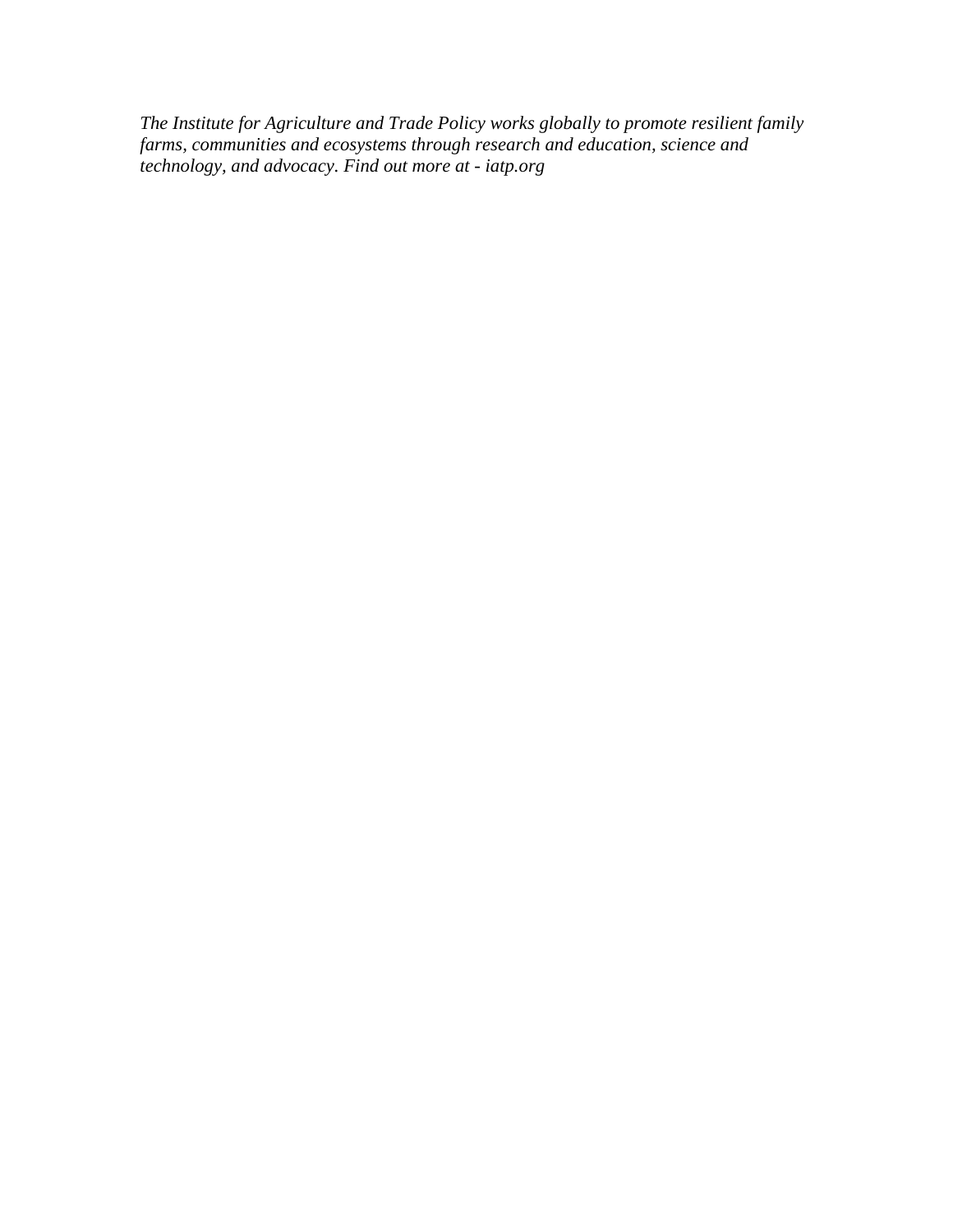*The Institute for Agriculture and Trade Policy works globally to promote resilient family farms, communities and ecosystems through research and education, science and technology, and advocacy. Find out more at - iatp.org*